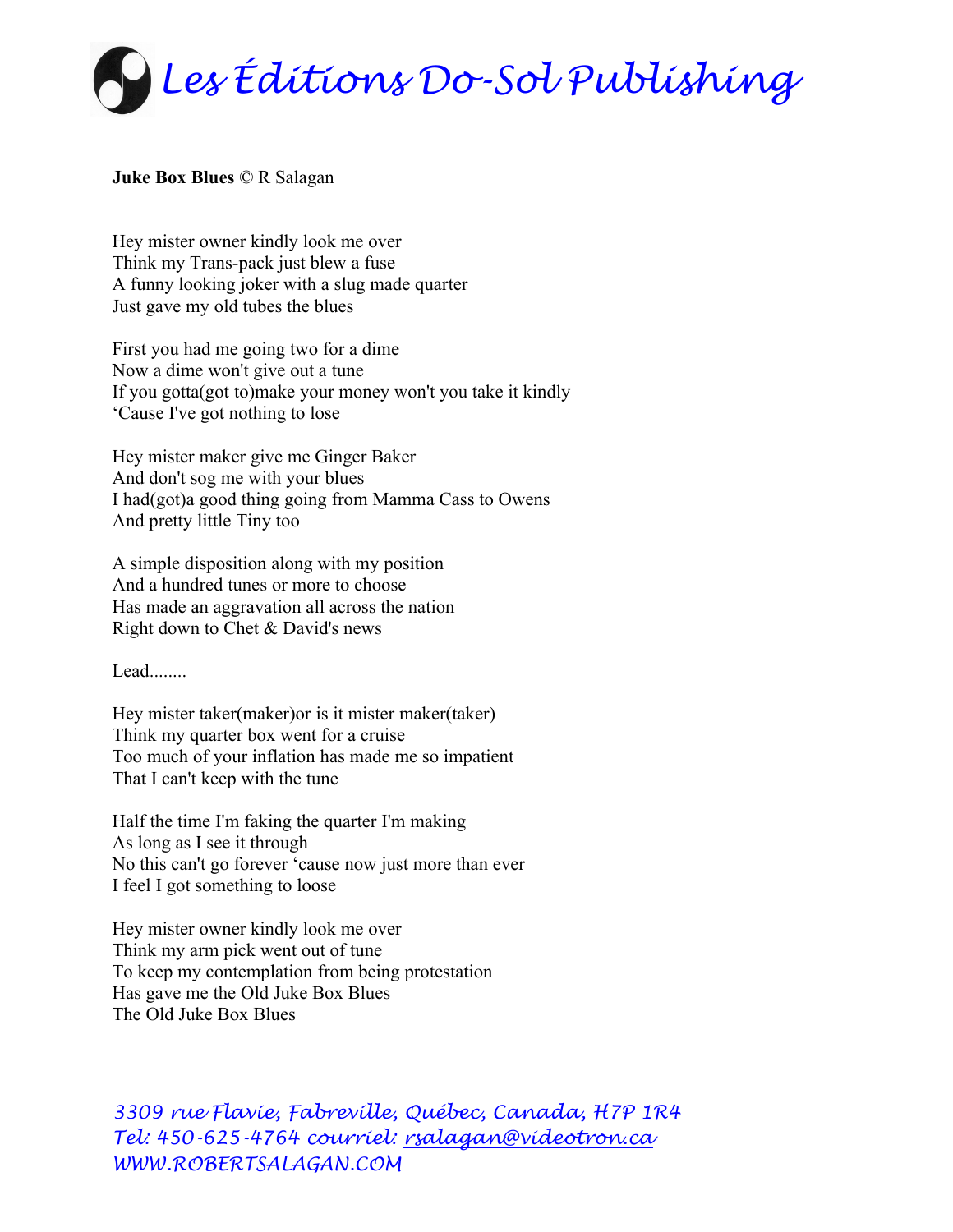# Les Éditions Do-Sol Publishing

**Juke Box Blues** © R Salagan

Hey mister owner kindly look me over  
Think my Trans-pack just blew a fuse  
A funny looking joker with a slug made quarter  
Just gave my old tubes the blues

First you had me going two for a dime  
Now a dime won't give out a tune  
If you gotta(got to)make your money won't you take it kindly  
'Cause I've got nothing to lose

Hey mister maker give me Ginger Baker  
And don't sog me with your blues  
I had(got)a good thing going from Mamma Cass to Owens  
And pretty little Tiny too

A simple disposition along with my position  
And a hundred tunes or more to choose  
Has made an aggravation all across the nation  
Right down to Chet & David's news

Lead........

Hey mister taker(maker)or is it mister maker(taker)  
Think my quarter box went for a cruise  
Too much of your inflation has made me so impatient  
That I can't keep with the tune

Half the time I'm faking the quarter I'm making  
As long as I see it through  
No this can't go forever 'cause now just more than ever  
I feel I got something to loose

Hey mister owner kindly look me over  
Think my arm pick went out of tune  
To keep my contemplation from being protestation  
Has gave me the Old Juke Box Blues  
The Old Juke Box Blues

*3309 rue Flavie, Fabreville, Québec, Canada, H7P 1R4*  
*Tel: 450-625-4764 courriel: rsalagan@videotron.ca*  
*WWW.ROBERTSALAGAN.COM*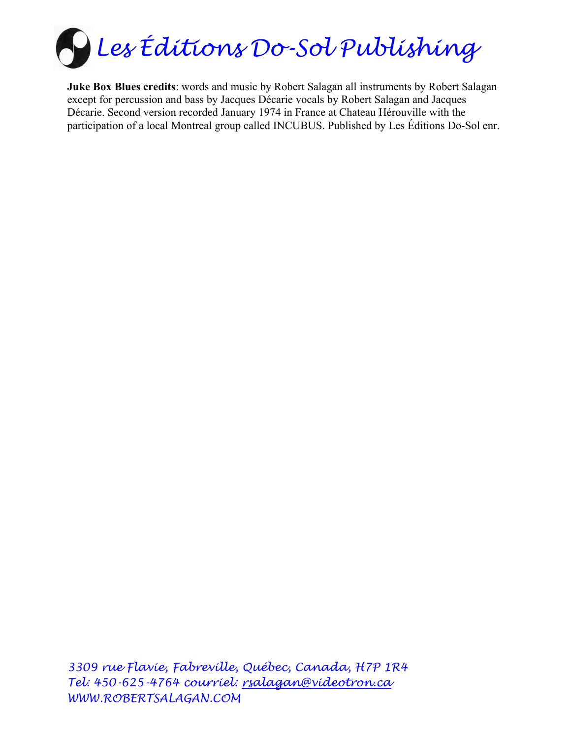# Les Éditions Do-Sol Publishing

**Juke Box Blues credits**: words and music by Robert Salagan all instruments by Robert Salagan except for percussion and bass by Jacques Décarie vocals by Robert Salagan and Jacques Décarie. Second version recorded January 1974 in France at Chateau Hérouville with the participation of a local Montreal group called INCUBUS. Published by Les Éditions Do-Sol enr.

*3309 rue Flavie, Fabreville, Québec, Canada, H7P 1R4*
*Tel: 450-625-4764 courriel: rsalagan@videotron.ca*
*WWW.ROBERTSALAGAN.COM*